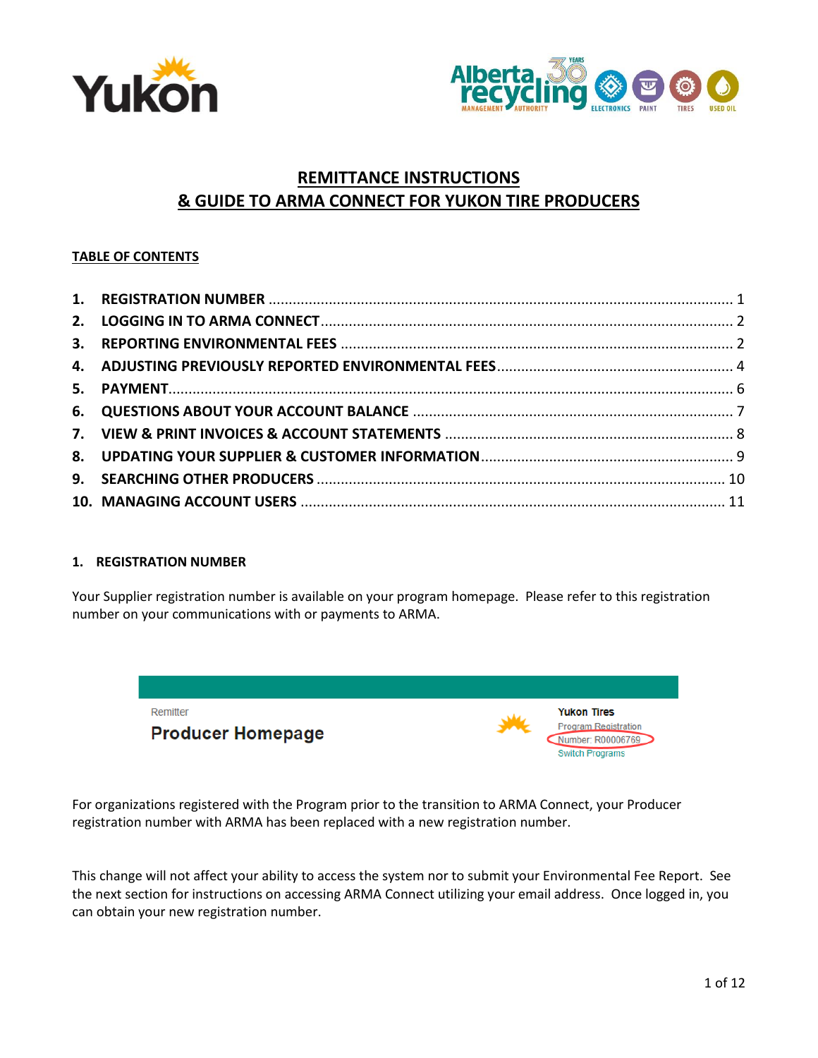# REMITTANCE INSTRUCTIONS
# & GUIDE TO ARMA CONNECT FOR YUKON TIRE PRODUCERS

**TABLE OF CONTENTS**

1. REGISTRATION NUMBER ........ 1
2. LOGGING IN TO ARMA CONNECT ........ 2
3. REPORTING ENVIRONMENTAL FEES ........ 2
4. ADJUSTING PREVIOUSLY REPORTED ENVIRONMENTAL FEES ........ 4
5. PAYMENT ........ 6
6. QUESTIONS ABOUT YOUR ACCOUNT BALANCE ........ 7
7. VIEW & PRINT INVOICES & ACCOUNT STATEMENTS ........ 8
8. UPDATING YOUR SUPPLIER & CUSTOMER INFORMATION ........ 9
9. SEARCHING OTHER PRODUCERS ........ 10
10. MANAGING ACCOUNT USERS ........ 11

## 1. REGISTRATION NUMBER

Your Supplier registration number is available on your program homepage. Please refer to this registration number on your communications with or payments to ARMA.

Remitter

Producer Homepage

Yukon Tires
Program Registration
Number: R00006769
Switch Programs

For organizations registered with the Program prior to the transition to ARMA Connect, your Producer registration number with ARMA has been replaced with a new registration number.

This change will not affect your ability to access the system nor to submit your Environmental Fee Report. See the next section for instructions on accessing ARMA Connect utilizing your email address. Once logged in, you can obtain your new registration number.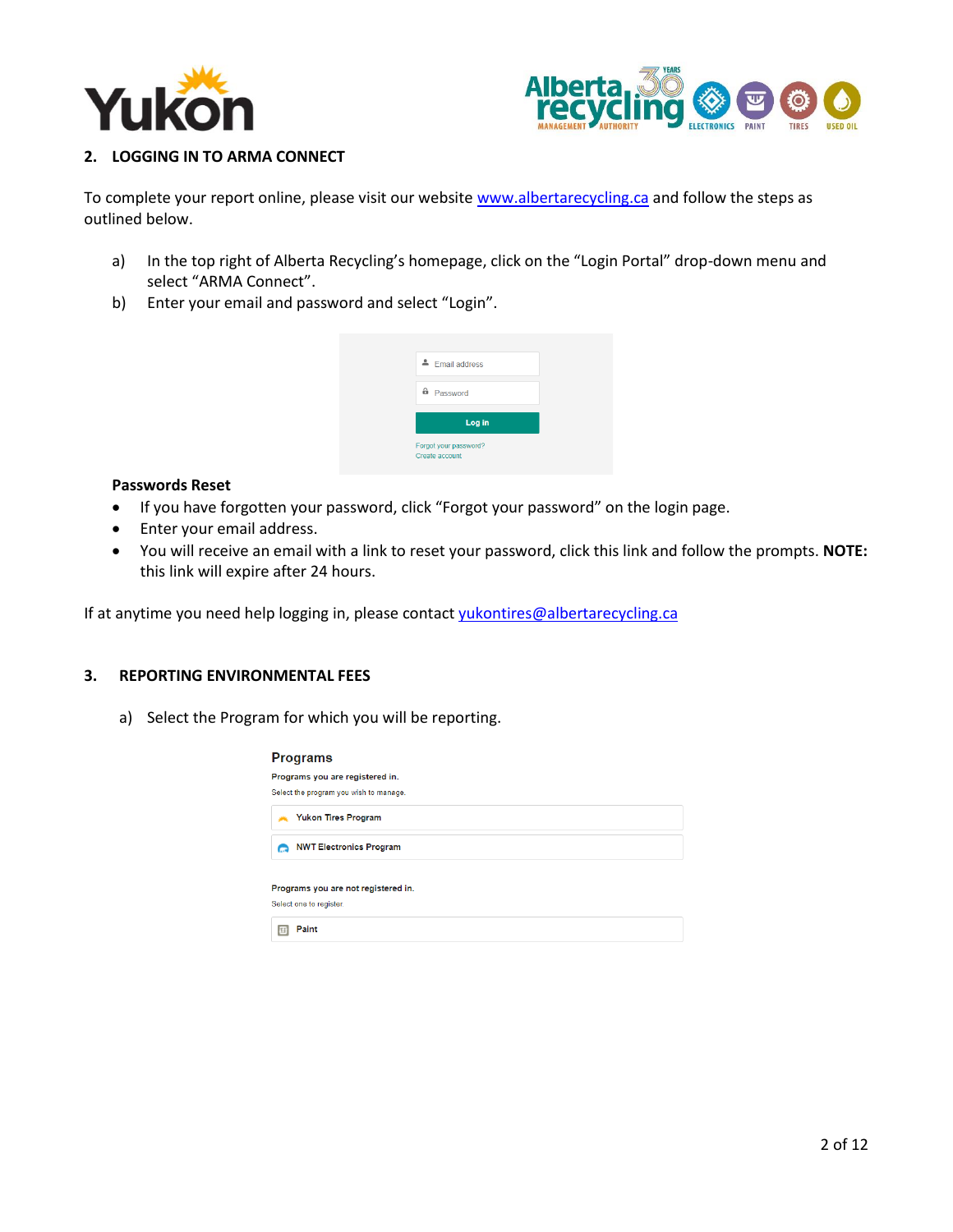## 2. LOGGING IN TO ARMA CONNECT

To complete your report online, please visit our website [www.albertarecycling.ca](http://www.albertarecycling.ca) and follow the steps as outlined below.

a) In the top right of Alberta Recycling's homepage, click on the "Login Portal" drop-down menu and select "ARMA Connect".

b) Enter your email and password and select "Login".

### Passwords Reset

- If you have forgotten your password, click "Forgot your password" on the login page.
- Enter your email address.
- You will receive an email with a link to reset your password, click this link and follow the prompts. **NOTE:** this link will expire after 24 hours.

If at anytime you need help logging in, please contact [yukontires@albertarecycling.ca](mailto:yukontires@albertarecycling.ca)

## 3. REPORTING ENVIRONMENTAL FEES

a) Select the Program for which you will be reporting.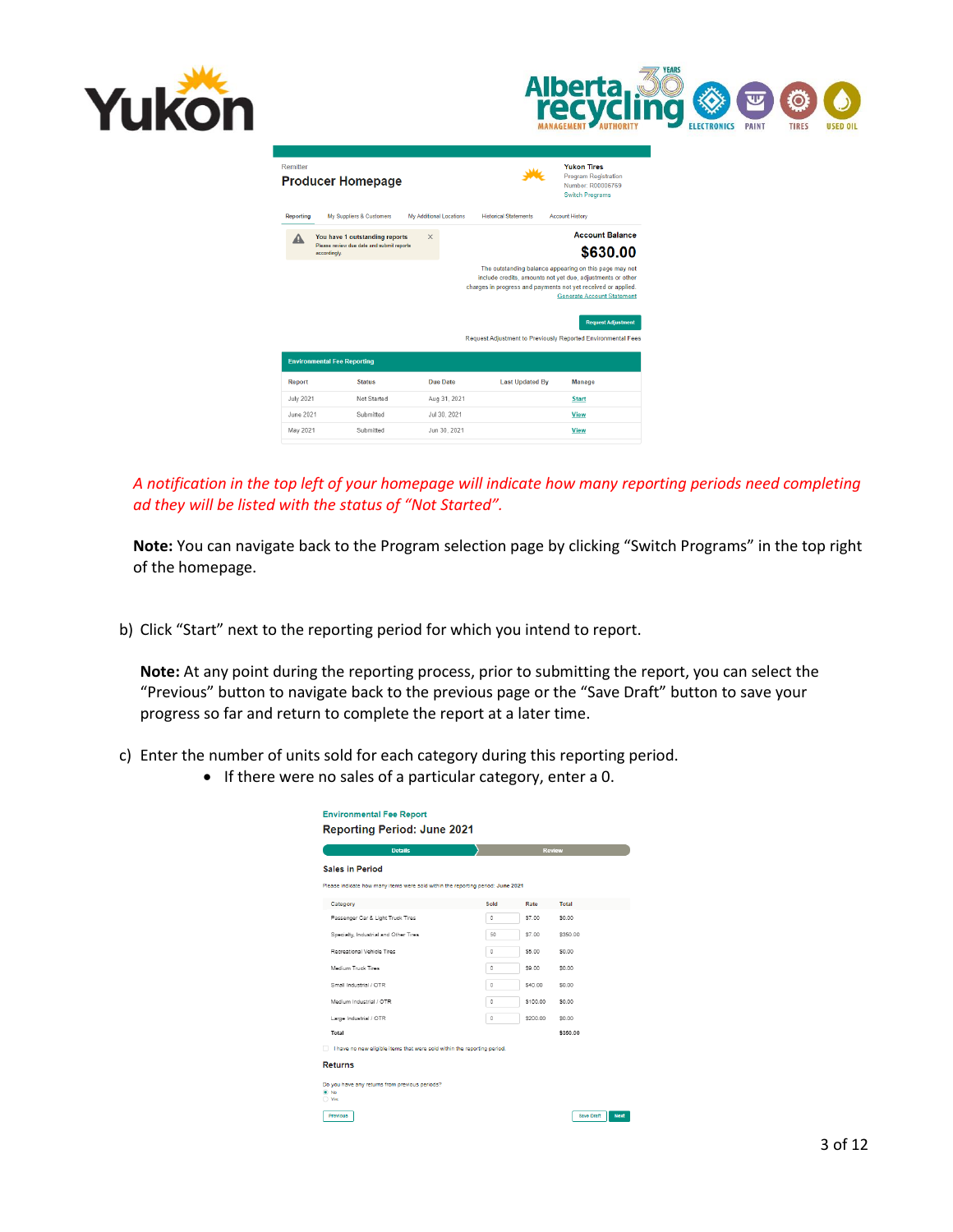*A notification in the top left of your homepage will indicate how many reporting periods need completing ad they will be listed with the status of "Not Started".*

**Note:** You can navigate back to the Program selection page by clicking "Switch Programs" in the top right of the homepage.

b) Click "Start" next to the reporting period for which you intend to report.

**Note:** At any point during the reporting process, prior to submitting the report, you can select the "Previous" button to navigate back to the previous page or the "Save Draft" button to save your progress so far and return to complete the report at a later time.

c) Enter the number of units sold for each category during this reporting period.

- If there were no sales of a particular category, enter a 0.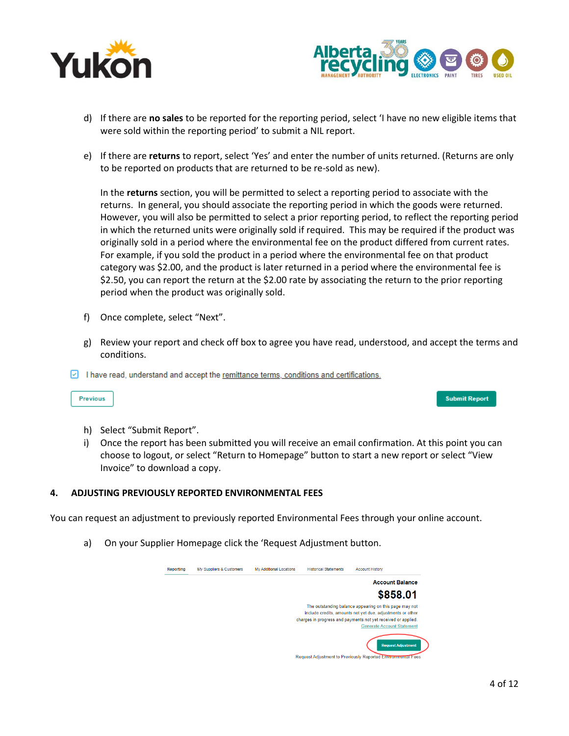d) If there are **no sales** to be reported for the reporting period, select 'I have no new eligible items that were sold within the reporting period' to submit a NIL report.

e) If there are **returns** to report, select 'Yes' and enter the number of units returned. (Returns are only to be reported on products that are returned to be re-sold as new).

   In the **returns** section, you will be permitted to select a reporting period to associate with the returns. In general, you should associate the reporting period in which the goods were returned. However, you will also be permitted to select a prior reporting period, to reflect the reporting period in which the returned units were originally sold if required. This may be required if the product was originally sold in a period where the environmental fee on the product differed from current rates. For example, if you sold the product in a period where the environmental fee on that product category was $2.00, and the product is later returned in a period where the environmental fee is $2.50, you can report the return at the $2.00 rate by associating the return to the prior reporting period when the product was originally sold.

f) Once complete, select "Next".

g) Review your report and check off box to agree you have read, understood, and accept the terms and conditions.

☑ I have read, understand and accept the remittance terms, conditions and certifications.

Previous    Submit Report

h) Select "Submit Report".

i) Once the report has been submitted you will receive an email confirmation. At this point you can choose to logout, or select "Return to Homepage" button to start a new report or select "View Invoice" to download a copy.

## 4. ADJUSTING PREVIOUSLY REPORTED ENVIRONMENTAL FEES

You can request an adjustment to previously reported Environmental Fees through your online account.

a) On your Supplier Homepage click the 'Request Adjustment button.

Reporting | My Suppliers & Customers | My Additional Locations | Historical Statements | Account History

**Account Balance**

**$858.01**

The outstanding balance appearing on this page may not include credits, amounts not yet due, adjustments or other charges in progress and payments not yet received or applied.
Generate Account Statement

Request Adjustment

Request Adjustment to Previously Reported Environmental Fees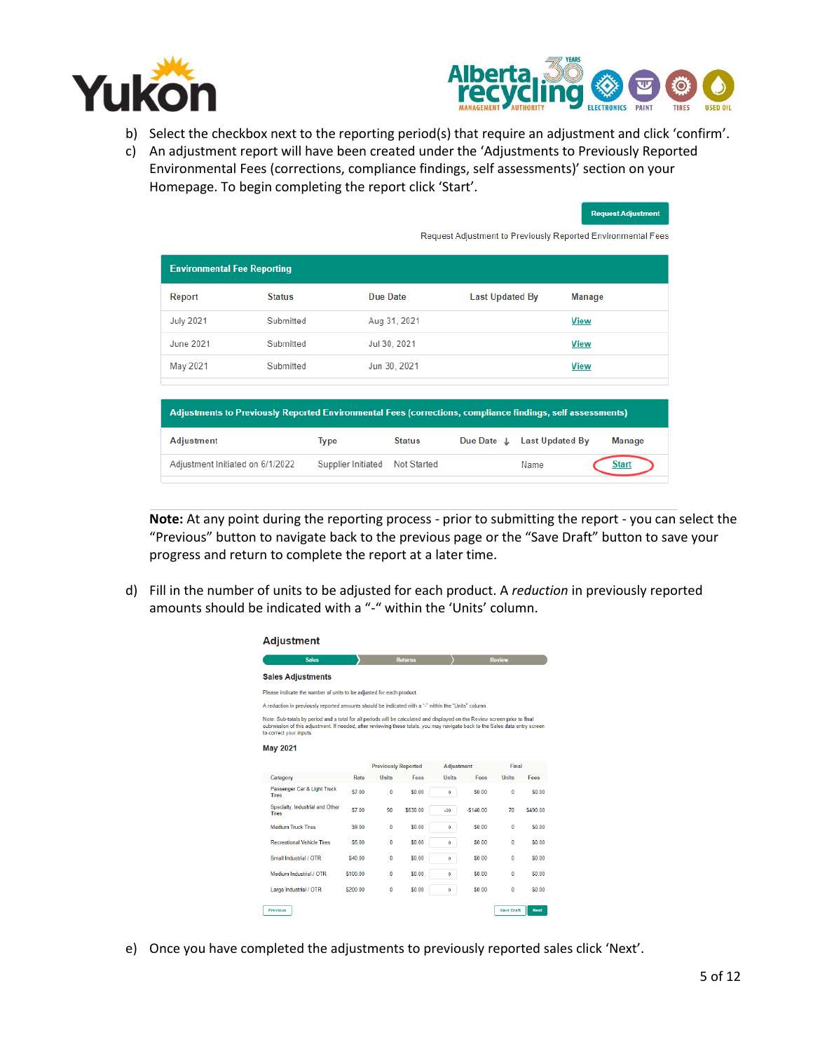b) Select the checkbox next to the reporting period(s) that require an adjustment and click 'confirm'.

c) An adjustment report will have been created under the 'Adjustments to Previously Reported Environmental Fees (corrections, compliance findings, self assessments)' section on your Homepage. To begin completing the report click 'Start'.

Request Adjustment

Request Adjustment to Previously Reported Environmental Fees

**Environmental Fee Reporting**

| Report | Status | Due Date | Last Updated By | Manage |
|---|---|---|---|---|
| July 2021 | Submitted | Aug 31, 2021 | | View |
| June 2021 | Submitted | Jul 30, 2021 | | View |
| May 2021 | Submitted | Jun 30, 2021 | | View |

**Adjustments to Previously Reported Environmental Fees (corrections, compliance findings, self assessments)**

| Adjustment | Type | Status | Due Date | Last Updated By | Manage |
|---|---|---|---|---|---|
| Adjustment Initiated on 6/1/2022 | Supplier Initiated | Not Started | | Name | Start |

**Note:** At any point during the reporting process - prior to submitting the report - you can select the "Previous" button to navigate back to the previous page or the "Save Draft" button to save your progress and return to complete the report at a later time.

d) Fill in the number of units to be adjusted for each product. A *reduction* in previously reported amounts should be indicated with a "-" within the 'Units' column.

**Adjustment**

Sales | Returns | Review

**Sales Adjustments**

Please indicate the number of units to be adjusted for each product

A reduction in previously reported amounts should be indicated with a "-" within the "Units" column.

Note: Sub-totals by period and a total for all periods will be calculated and displayed on the Review screen prior to final submission of this adjustment. If needed, after reviewing these totals, you may navigate back to the Sales data entry screen to correct your inputs.

**May 2021**

| | | Previously Reported | | Adjustment | | Final | |
|---|---|---|---|---|---|---|---|
| Category | Rate | Units | Fees | Units | Fees | Units | Fees |
| Passenger Car & Light Truck Tires | $7.00 | 0 | $0.00 | 0 | $0.00 | 0 | $0.00 |
| Specialty, Industrial and Other Tires | $7.00 | 90 | $630.00 | -20 | -$140.00 | 70 | $490.00 |
| Medium Truck Tires | $9.00 | 0 | $0.00 | 0 | $0.00 | 0 | $0.00 |
| Recreational Vehicle Tires | $5.00 | 0 | $0.00 | 0 | $0.00 | 0 | $0.00 |
| Small Industrial / OTR | $40.00 | 0 | $0.00 | 0 | $0.00 | 0 | $0.00 |
| Medium Industrial / OTR | $100.00 | 0 | $0.00 | 0 | $0.00 | 0 | $0.00 |
| Large Industrial / OTR | $200.00 | 0 | $0.00 | 0 | $0.00 | 0 | $0.00 |

Previous | Save Draft | Next

e) Once you have completed the adjustments to previously reported sales click 'Next'.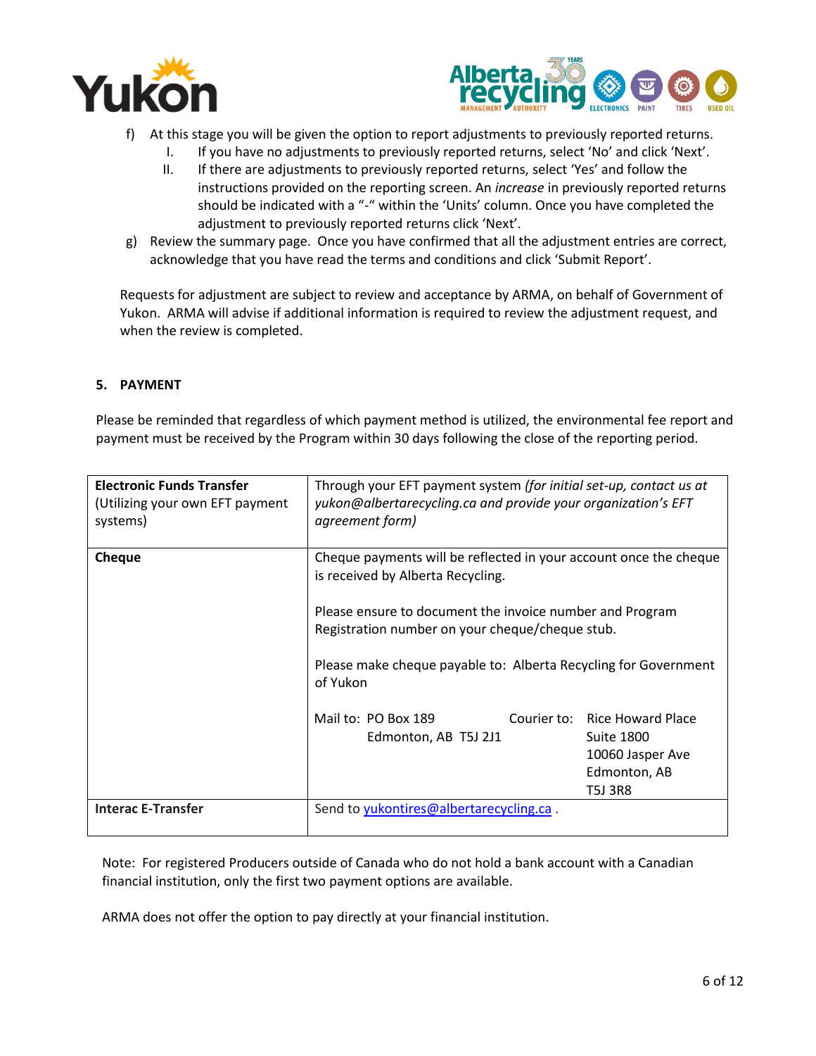f) At this stage you will be given the option to report adjustments to previously reported returns.
   I. If you have no adjustments to previously reported returns, select 'No' and click 'Next'.
   II. If there are adjustments to previously reported returns, select 'Yes' and follow the instructions provided on the reporting screen. An *increase* in previously reported returns should be indicated with a "-" within the 'Units' column. Once you have completed the adjustment to previously reported returns click 'Next'.

g) Review the summary page. Once you have confirmed that all the adjustment entries are correct, acknowledge that you have read the terms and conditions and click 'Submit Report'.

Requests for adjustment are subject to review and acceptance by ARMA, on behalf of Government of Yukon. ARMA will advise if additional information is required to review the adjustment request, and when the review is completed.

## 5. PAYMENT

Please be reminded that regardless of which payment method is utilized, the environmental fee report and payment must be received by the Program within 30 days following the close of the reporting period.

| | |
|---|---|
| **Electronic Funds Transfer** (Utilizing your own EFT payment systems) | Through your EFT payment system *(for initial set-up, contact us at yukon@albertarecycling.ca and provide your organization's EFT agreement form)* |
| **Cheque** | Cheque payments will be reflected in your account once the cheque is received by Alberta Recycling.<br><br>Please ensure to document the invoice number and Program Registration number on your cheque/cheque stub.<br><br>Please make cheque payable to: Alberta Recycling for Government of Yukon<br><br>Mail to: PO Box 189, Edmonton, AB T5J 2J1<br><br>Courier to: Rice Howard Place, Suite 1800, 10060 Jasper Ave, Edmonton, AB T5J 3R8 |
| **Interac E-Transfer** | Send to yukontires@albertarecycling.ca . |

Note: For registered Producers outside of Canada who do not hold a bank account with a Canadian financial institution, only the first two payment options are available.

ARMA does not offer the option to pay directly at your financial institution.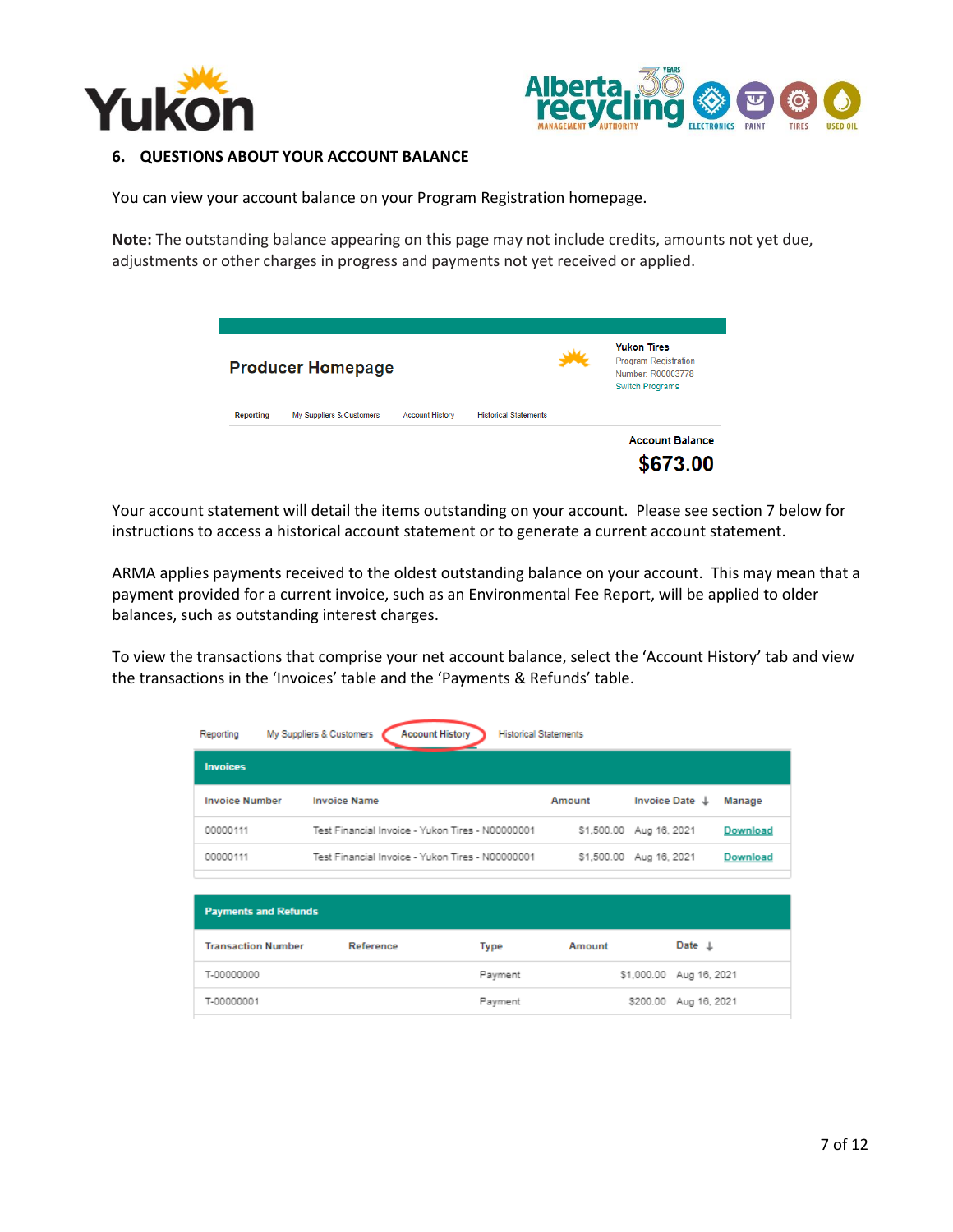## 6. QUESTIONS ABOUT YOUR ACCOUNT BALANCE

You can view your account balance on your Program Registration homepage.

**Note:** The outstanding balance appearing on this page may not include credits, amounts not yet due, adjustments or other charges in progress and payments not yet received or applied.

Producer Homepage

Yukon Tires
Program Registration Number: R00003778
Switch Programs

Reporting | My Suppliers & Customers | Account History | Historical Statements

Account Balance
**$673.00**

Your account statement will detail the items outstanding on your account. Please see section 7 below for instructions to access a historical account statement or to generate a current account statement.

ARMA applies payments received to the oldest outstanding balance on your account. This may mean that a payment provided for a current invoice, such as an Environmental Fee Report, will be applied to older balances, such as outstanding interest charges.

To view the transactions that comprise your net account balance, select the 'Account History' tab and view the transactions in the 'Invoices' table and the 'Payments & Refunds' table.

Reporting | My Suppliers & Customers | Account History | Historical Statements

**Invoices**

| Invoice Number | Invoice Name | Amount | Invoice Date ↓ | Manage |
|---|---|---|---|---|
| 00000111 | Test Financial Invoice - Yukon Tires - N00000001 | $1,500.00 | Aug 16, 2021 | Download |
| 00000111 | Test Financial Invoice - Yukon Tires - N00000001 | $1,500.00 | Aug 16, 2021 | Download |

**Payments and Refunds**

| Transaction Number | Reference | Type | Amount | Date ↓ |
|---|---|---|---|---|
| T-00000000 | | Payment | $1,000.00 | Aug 16, 2021 |
| T-00000001 | | Payment | $200.00 | Aug 16, 2021 |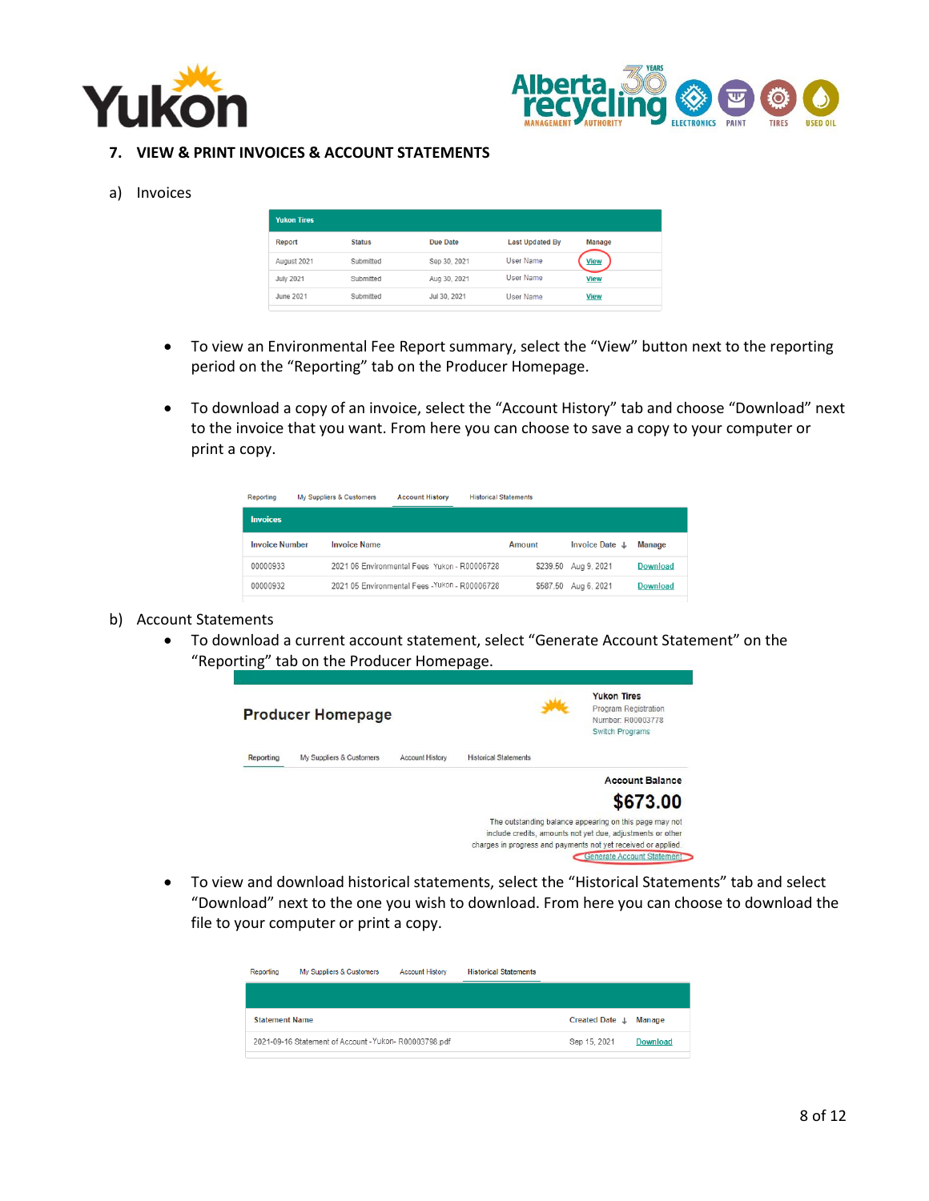## 7. VIEW & PRINT INVOICES & ACCOUNT STATEMENTS

a) Invoices

| Yukon Tires | | | | |
|---|---|---|---|---|
| Report | Status | Due Date | Last Updated By | Manage |
| August 2021 | Submitted | Sep 30, 2021 | User Name | View |
| July 2021 | Submitted | Aug 30, 2021 | User Name | View |
| June 2021 | Submitted | Jul 30, 2021 | User Name | View |

- To view an Environmental Fee Report summary, select the "View" button next to the reporting period on the "Reporting" tab on the Producer Homepage.
- To download a copy of an invoice, select the "Account History" tab and choose "Download" next to the invoice that you want. From here you can choose to save a copy to your computer or print a copy.

Reporting | My Suppliers & Customers | Account History | Historical Statements

| Invoices | | | | |
|---|---|---|---|---|
| Invoice Number | Invoice Name | Amount | Invoice Date ↓ | Manage |
| 00000933 | 2021 06 Environmental Fees Yukon - R00006728 | $239.50 | Aug 9, 2021 | Download |
| 00000932 | 2021 05 Environmental Fees -Yukon - R00006728 | $587.50 | Aug 6, 2021 | Download |

b) Account Statements

- To download a current account statement, select "Generate Account Statement" on the "Reporting" tab on the Producer Homepage.

**Producer Homepage**

Yukon Tires
Program Registration
Number: R00003778
Switch Programs

Reporting | My Suppliers & Customers | Account History | Historical Statements

Account Balance
**$673.00**

The outstanding balance appearing on this page may not include credits, amounts not yet due, adjustments or other charges in progress and payments not yet received or applied.

Generate Account Statement

- To view and download historical statements, select the "Historical Statements" tab and select "Download" next to the one you wish to download. From here you can choose to download the file to your computer or print a copy.

Reporting | My Suppliers & Customers | Account History | Historical Statements

| Statement Name | Created Date ↓ | Manage |
|---|---|---|
| 2021-09-16 Statement of Account - Yukon- R00003798.pdf | Sep 15, 2021 | Download |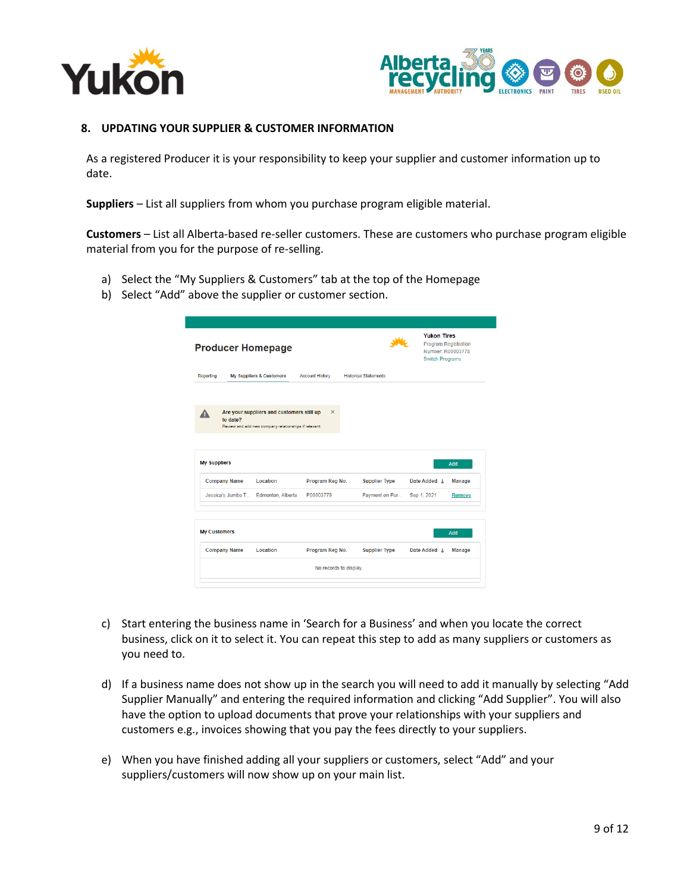## 8. UPDATING YOUR SUPPLIER & CUSTOMER INFORMATION

As a registered Producer it is your responsibility to keep your supplier and customer information up to date.

**Suppliers** – List all suppliers from whom you purchase program eligible material.

**Customers** – List all Alberta-based re-seller customers. These are customers who purchase program eligible material from you for the purpose of re-selling.

a) Select the "My Suppliers & Customers" tab at the top of the Homepage
b) Select "Add" above the supplier or customer section.

c) Start entering the business name in 'Search for a Business' and when you locate the correct business, click on it to select it. You can repeat this step to add as many suppliers or customers as you need to.

d) If a business name does not show up in the search you will need to add it manually by selecting "Add Supplier Manually" and entering the required information and clicking "Add Supplier". You will also have the option to upload documents that prove your relationships with your suppliers and customers e.g., invoices showing that you pay the fees directly to your suppliers.

e) When you have finished adding all your suppliers or customers, select "Add" and your suppliers/customers will now show up on your main list.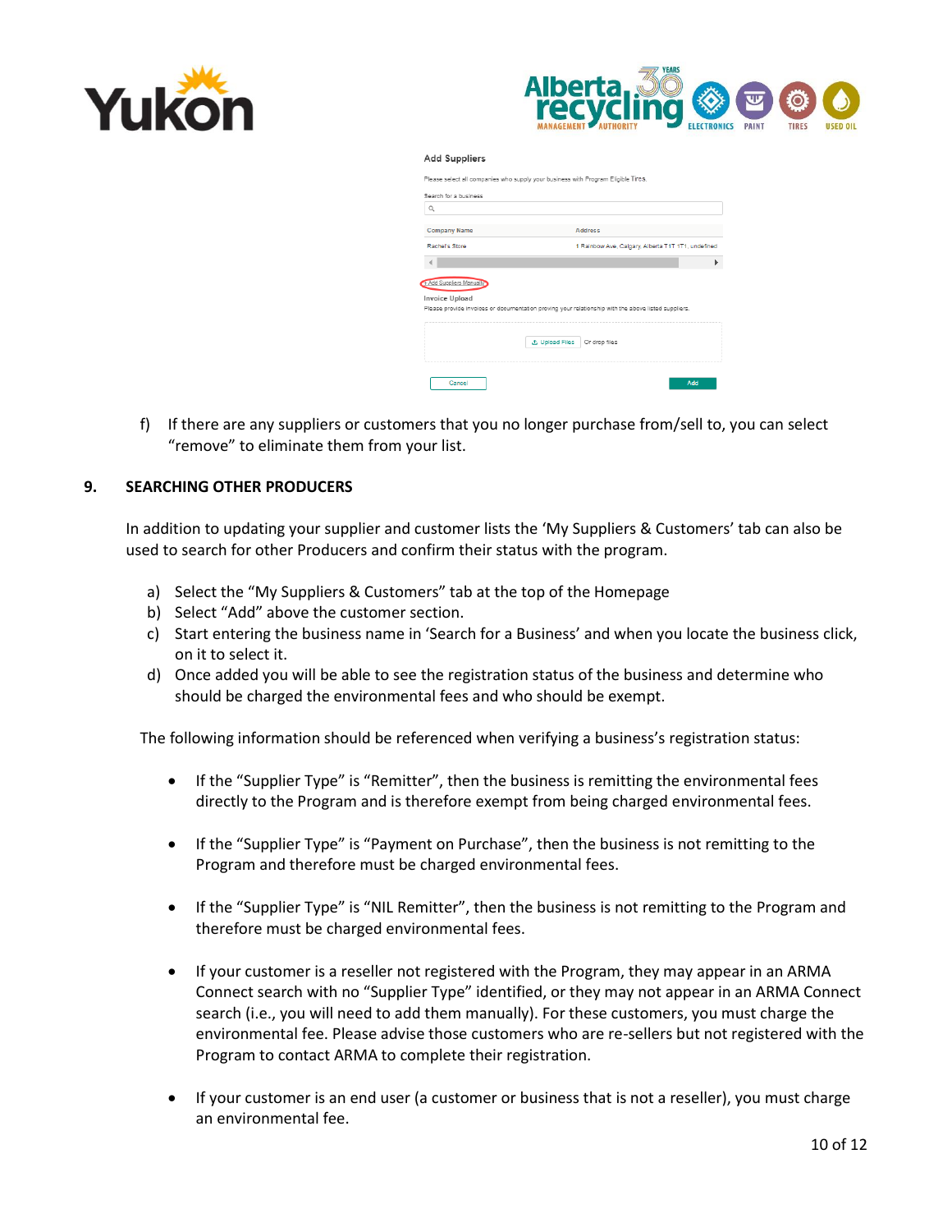f) If there are any suppliers or customers that you no longer purchase from/sell to, you can select "remove" to eliminate them from your list.

## 9. SEARCHING OTHER PRODUCERS

In addition to updating your supplier and customer lists the 'My Suppliers & Customers' tab can also be used to search for other Producers and confirm their status with the program.

a) Select the "My Suppliers & Customers" tab at the top of the Homepage
b) Select "Add" above the customer section.
c) Start entering the business name in 'Search for a Business' and when you locate the business click, on it to select it.
d) Once added you will be able to see the registration status of the business and determine who should be charged the environmental fees and who should be exempt.

The following information should be referenced when verifying a business's registration status:

- If the "Supplier Type" is "Remitter", then the business is remitting the environmental fees directly to the Program and is therefore exempt from being charged environmental fees.
- If the "Supplier Type" is "Payment on Purchase", then the business is not remitting to the Program and therefore must be charged environmental fees.
- If the "Supplier Type" is "NIL Remitter", then the business is not remitting to the Program and therefore must be charged environmental fees.
- If your customer is a reseller not registered with the Program, they may appear in an ARMA Connect search with no "Supplier Type" identified, or they may not appear in an ARMA Connect search (i.e., you will need to add them manually). For these customers, you must charge the environmental fee. Please advise those customers who are re-sellers but not registered with the Program to contact ARMA to complete their registration.
- If your customer is an end user (a customer or business that is not a reseller), you must charge an environmental fee.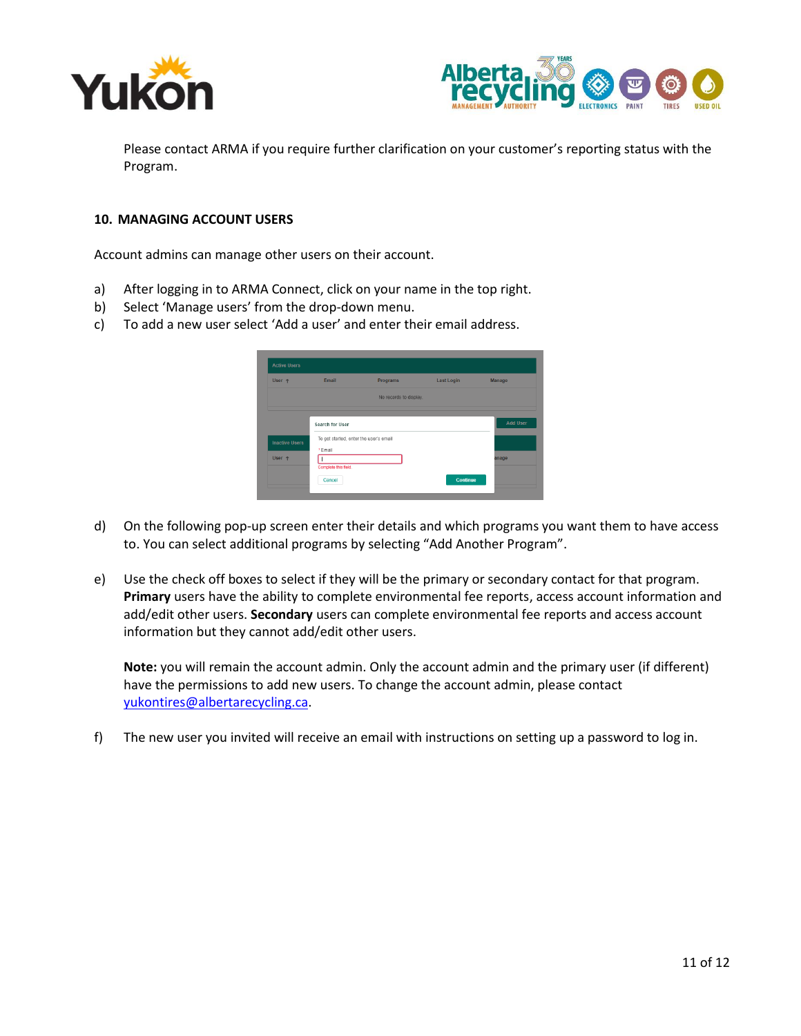Please contact ARMA if you require further clarification on your customer's reporting status with the Program.

## 10. MANAGING ACCOUNT USERS

Account admins can manage other users on their account.

a) After logging in to ARMA Connect, click on your name in the top right.
b) Select 'Manage users' from the drop-down menu.
c) To add a new user select 'Add a user' and enter their email address.

d) On the following pop-up screen enter their details and which programs you want them to have access to. You can select additional programs by selecting "Add Another Program".

e) Use the check off boxes to select if they will be the primary or secondary contact for that program. **Primary** users have the ability to complete environmental fee reports, access account information and add/edit other users. **Secondary** users can complete environmental fee reports and access account information but they cannot add/edit other users.

   **Note:** you will remain the account admin. Only the account admin and the primary user (if different) have the permissions to add new users. To change the account admin, please contact yukontires@albertarecycling.ca.

f) The new user you invited will receive an email with instructions on setting up a password to log in.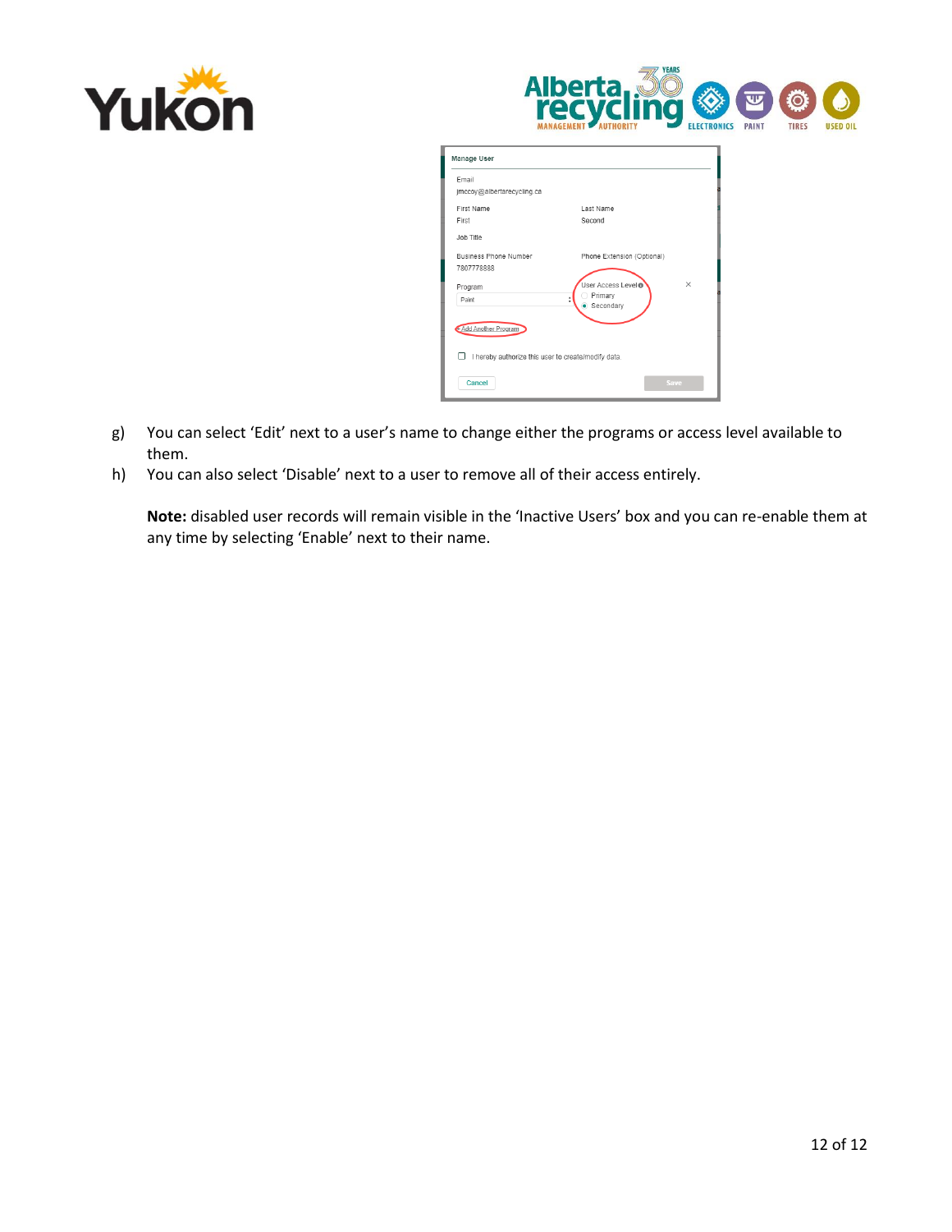g) You can select ‘Edit’ next to a user’s name to change either the programs or access level available to them.

h) You can also select ‘Disable’ next to a user to remove all of their access entirely.

**Note:** disabled user records will remain visible in the ‘Inactive Users’ box and you can re-enable them at any time by selecting ‘Enable’ next to their name.